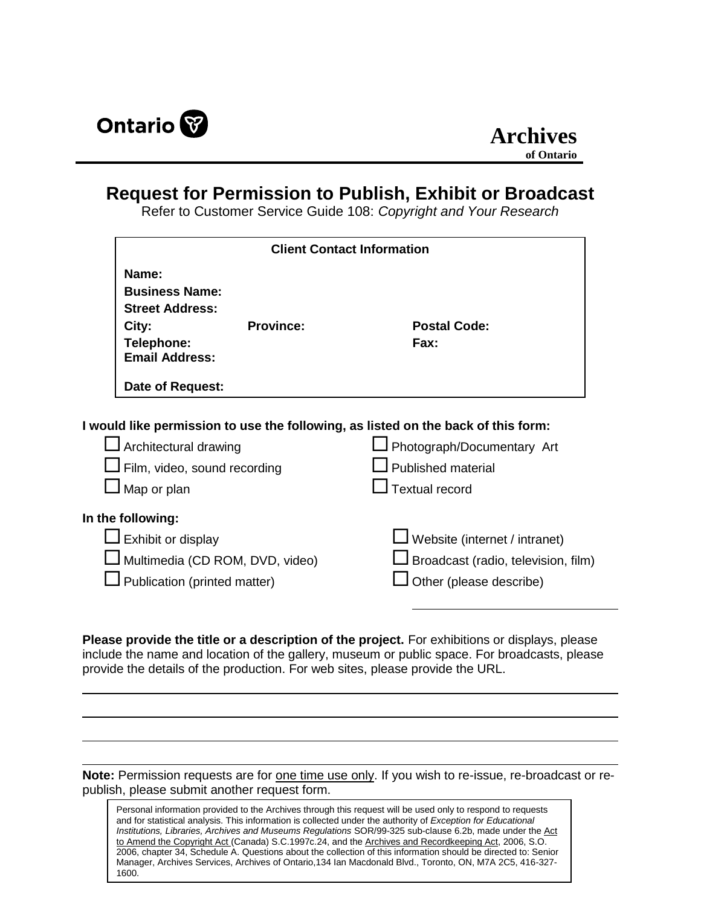Ontario

**Archives**
**of Ontario**

# Request for Permission to Publish, Exhibit or Broadcast

Refer to Customer Service Guide 108: *Copyright and Your Research*

**Client Contact Information**

**Name:**
**Business Name:**
**Street Address:**
**City:** **Province:** **Postal Code:**
**Telephone:** **Fax:**
**Email Address:**

**Date of Request:**

**I would like permission to use the following, as listed on the back of this form:**

- ☐ Architectural drawing
- ☐ Film, video, sound recording
- ☐ Map or plan
- ☐ Photograph/Documentary Art
- ☐ Published material
- ☐ Textual record

**In the following:**

- ☐ Exhibit or display
- ☐ Multimedia (CD ROM, DVD, video)
- ☐ Publication (printed matter)
- ☐ Website (internet / intranet)
- ☐ Broadcast (radio, television, film)
- ☐ Other (please describe) ______________________

**Please provide the title or a description of the project.** For exhibitions or displays, please include the name and location of the gallery, museum or public space. For broadcasts, please provide the details of the production. For web sites, please provide the URL.

______________________________________________________________________

______________________________________________________________________

______________________________________________________________________

**Note:** Permission requests are for one time use only. If you wish to re-issue, re-broadcast or re-publish, please submit another request form.

Personal information provided to the Archives through this request will be used only to respond to requests and for statistical analysis. This information is collected under the authority of *Exception for Educational Institutions, Libraries, Archives and Museums Regulations* SOR/99-325 sub-clause 6.2b, made under the Act to Amend the Copyright Act (Canada) S.C.1997c.24, and the Archives and Recordkeeping Act, 2006, S.O. 2006, chapter 34, Schedule A. Questions about the collection of this information should be directed to: Senior Manager, Archives Services, Archives of Ontario,134 Ian Macdonald Blvd., Toronto, ON, M7A 2C5, 416-327-1600.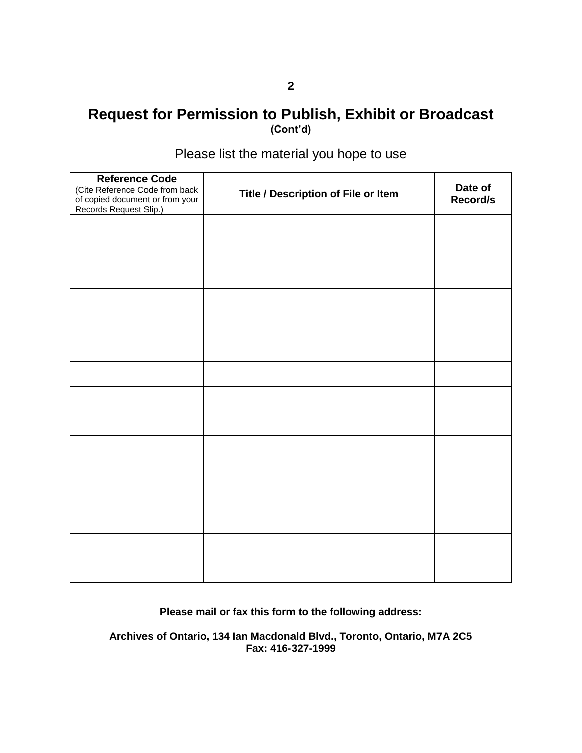# Request for Permission to Publish, Exhibit or Broadcast

**(Cont'd)**

Please list the material you hope to use

| **Reference Code** (Cite Reference Code from back of copied document or from your Records Request Slip.) | **Title / Description of File or Item** | **Date of Record/s** |
|---|---|---|
| | | |
| | | |
| | | |
| | | |
| | | |
| | | |
| | | |
| | | |
| | | |
| | | |
| | | |
| | | |
| | | |
| | | |
| | | |

**Please mail or fax this form to the following address:**

**Archives of Ontario, 134 Ian Macdonald Blvd., Toronto, Ontario, M7A 2C5**
**Fax: 416-327-1999**